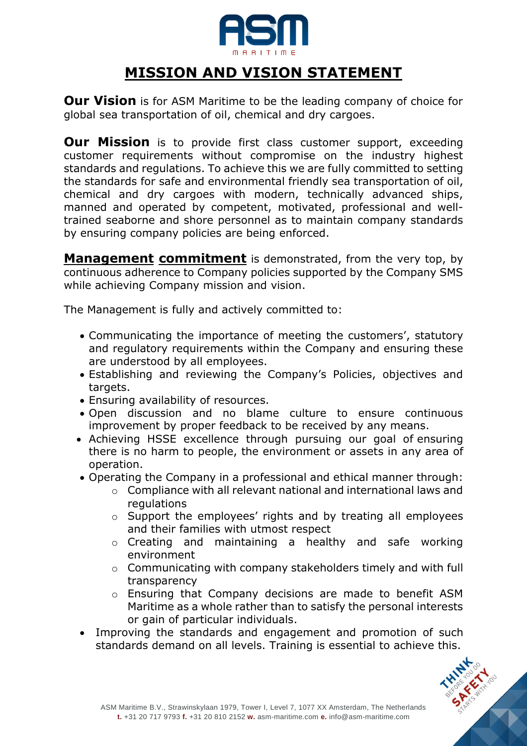# MISSION AND VISION STATEMENT

**Our Vision** is for ASM Maritime to be the leading company of choice for global sea transportation of oil, chemical and dry cargoes.

**Our Mission** is to provide first class customer support, exceeding customer requirements without compromise on the industry highest standards and regulations. To achieve this we are fully committed to setting the standards for safe and environmental friendly sea transportation of oil, chemical and dry cargoes with modern, technically advanced ships, manned and operated by competent, motivated, professional and well-trained seaborne and shore personnel as to maintain company standards by ensuring company policies are being enforced.

**Management commitment** is demonstrated, from the very top, by continuous adherence to Company policies supported by the Company SMS while achieving Company mission and vision.

The Management is fully and actively committed to:

- Communicating the importance of meeting the customers', statutory and regulatory requirements within the Company and ensuring these are understood by all employees.
- Establishing and reviewing the Company's Policies, objectives and targets.
- Ensuring availability of resources.
- Open discussion and no blame culture to ensure continuous improvement by proper feedback to be received by any means.
- Achieving HSSE excellence through pursuing our goal of ensuring there is no harm to people, the environment or assets in any area of operation.
- Operating the Company in a professional and ethical manner through:
  - Compliance with all relevant national and international laws and regulations
  - Support the employees' rights and by treating all employees and their families with utmost respect
  - Creating and maintaining a healthy and safe working environment
  - Communicating with company stakeholders timely and with full transparency
  - Ensuring that Company decisions are made to benefit ASM Maritime as a whole rather than to satisfy the personal interests or gain of particular individuals.
- Improving the standards and engagement and promotion of such standards demand on all levels. Training is essential to achieve this.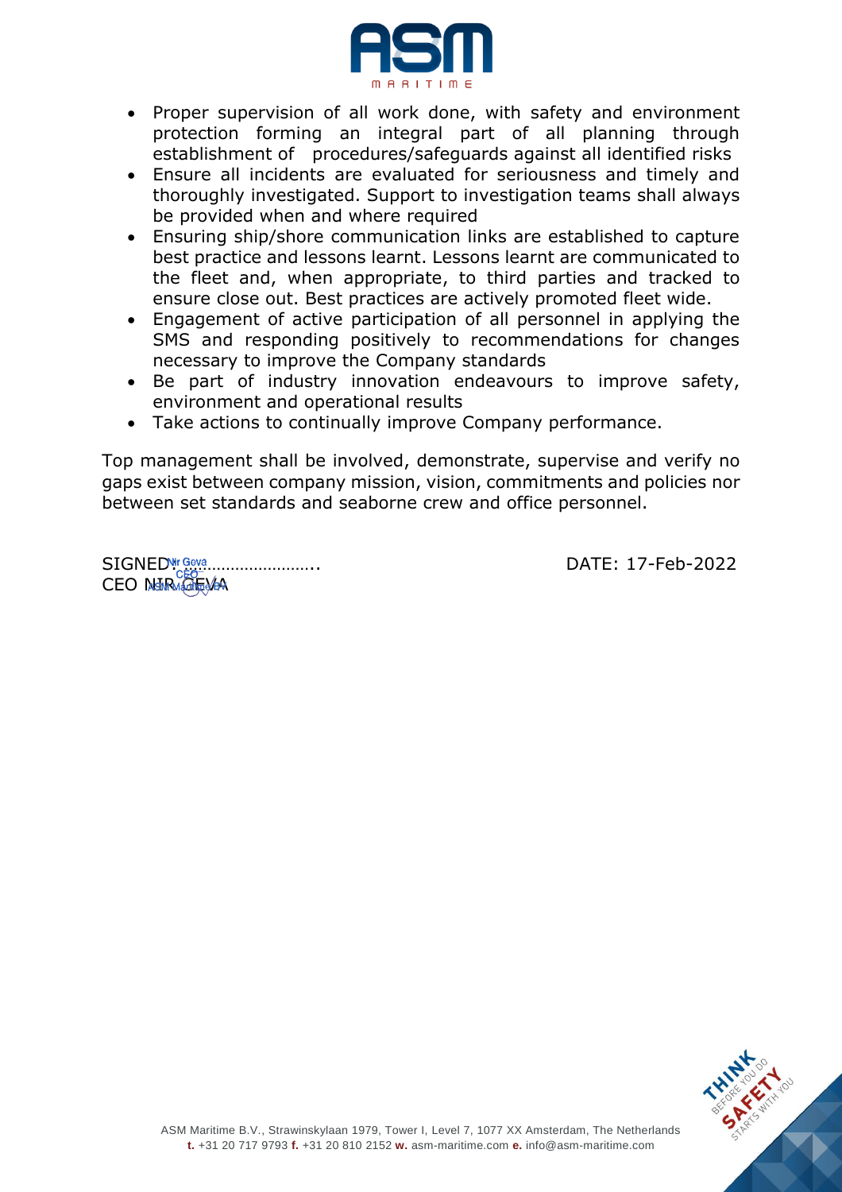- Proper supervision of all work done, with safety and environment protection forming an integral part of all planning through establishment of procedures/safeguards against all identified risks
- Ensure all incidents are evaluated for seriousness and timely and thoroughly investigated. Support to investigation teams shall always be provided when and where required
- Ensuring ship/shore communication links are established to capture best practice and lessons learnt. Lessons learnt are communicated to the fleet and, when appropriate, to third parties and tracked to ensure close out. Best practices are actively promoted fleet wide.
- Engagement of active participation of all personnel in applying the SMS and responding positively to recommendations for changes necessary to improve the Company standards
- Be part of industry innovation endeavours to improve safety, environment and operational results
- Take actions to continually improve Company performance.

Top management shall be involved, demonstrate, supervise and verify no gaps exist between company mission, vision, commitments and policies nor between set standards and seaborne crew and office personnel.

SIGNED:……………………….. DATE: 17-Feb-2022

CEO NIR GEVA